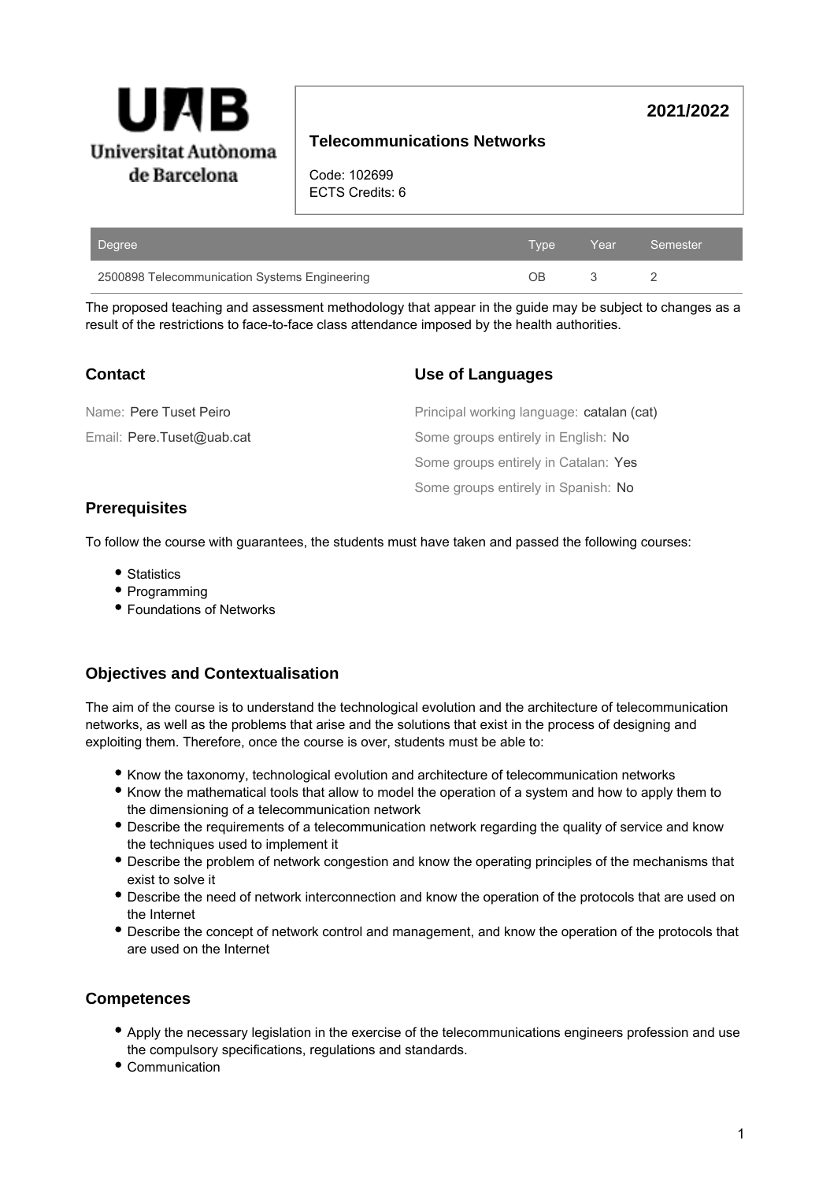**2021/2022**

# Telecommunications Networks

Code: 102699
ECTS Credits: 6

| Degree | Type | Year | Semester |
| --- | --- | --- | --- |
| 2500898 Telecommunication Systems Engineering | OB | 3 | 2 |

The proposed teaching and assessment methodology that appear in the guide may be subject to changes as a result of the restrictions to face-to-face class attendance imposed by the health authorities.

## Contact

Name: Pere Tuset Peiro

Email: Pere.Tuset@uab.cat

## Use of Languages

Principal working language: catalan (cat)

Some groups entirely in English: No

Some groups entirely in Catalan: Yes

Some groups entirely in Spanish: No

## Prerequisites

To follow the course with guarantees, the students must have taken and passed the following courses:

- Statistics
- Programming
- Foundations of Networks

## Objectives and Contextualisation

The aim of the course is to understand the technological evolution and the architecture of telecommunication networks, as well as the problems that arise and the solutions that exist in the process of designing and exploiting them. Therefore, once the course is over, students must be able to:

- Know the taxonomy, technological evolution and architecture of telecommunication networks
- Know the mathematical tools that allow to model the operation of a system and how to apply them to the dimensioning of a telecommunication network
- Describe the requirements of a telecommunication network regarding the quality of service and know the techniques used to implement it
- Describe the problem of network congestion and know the operating principles of the mechanisms that exist to solve it
- Describe the need of network interconnection and know the operation of the protocols that are used on the Internet
- Describe the concept of network control and management, and know the operation of the protocols that are used on the Internet

## Competences

- Apply the necessary legislation in the exercise of the telecommunications engineers profession and use the compulsory specifications, regulations and standards.
- Communication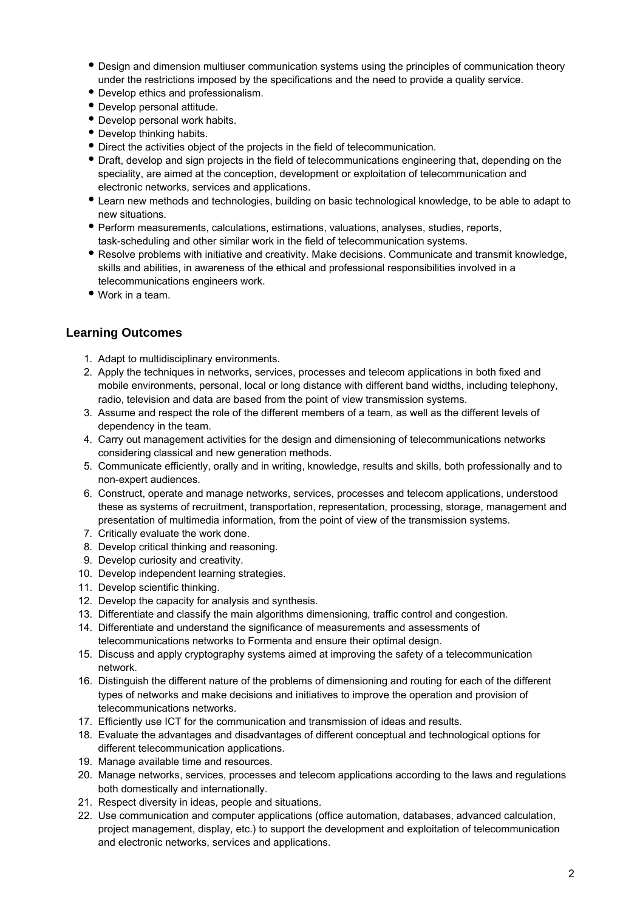- Design and dimension multiuser communication systems using the principles of communication theory under the restrictions imposed by the specifications and the need to provide a quality service.
- Develop ethics and professionalism.
- Develop personal attitude.
- Develop personal work habits.
- Develop thinking habits.
- Direct the activities object of the projects in the field of telecommunication.
- Draft, develop and sign projects in the field of telecommunications engineering that, depending on the speciality, are aimed at the conception, development or exploitation of telecommunication and electronic networks, services and applications.
- Learn new methods and technologies, building on basic technological knowledge, to be able to adapt to new situations.
- Perform measurements, calculations, estimations, valuations, analyses, studies, reports, task-scheduling and other similar work in the field of telecommunication systems.
- Resolve problems with initiative and creativity. Make decisions. Communicate and transmit knowledge, skills and abilities, in awareness of the ethical and professional responsibilities involved in a telecommunications engineers work.
- Work in a team.

## Learning Outcomes

1. Adapt to multidisciplinary environments.
2. Apply the techniques in networks, services, processes and telecom applications in both fixed and mobile environments, personal, local or long distance with different band widths, including telephony, radio, television and data are based from the point of view transmission systems.
3. Assume and respect the role of the different members of a team, as well as the different levels of dependency in the team.
4. Carry out management activities for the design and dimensioning of telecommunications networks considering classical and new generation methods.
5. Communicate efficiently, orally and in writing, knowledge, results and skills, both professionally and to non-expert audiences.
6. Construct, operate and manage networks, services, processes and telecom applications, understood these as systems of recruitment, transportation, representation, processing, storage, management and presentation of multimedia information, from the point of view of the transmission systems.
7. Critically evaluate the work done.
8. Develop critical thinking and reasoning.
9. Develop curiosity and creativity.
10. Develop independent learning strategies.
11. Develop scientific thinking.
12. Develop the capacity for analysis and synthesis.
13. Differentiate and classify the main algorithms dimensioning, traffic control and congestion.
14. Differentiate and understand the significance of measurements and assessments of telecommunications networks to Formenta and ensure their optimal design.
15. Discuss and apply cryptography systems aimed at improving the safety of a telecommunication network.
16. Distinguish the different nature of the problems of dimensioning and routing for each of the different types of networks and make decisions and initiatives to improve the operation and provision of telecommunications networks.
17. Efficiently use ICT for the communication and transmission of ideas and results.
18. Evaluate the advantages and disadvantages of different conceptual and technological options for different telecommunication applications.
19. Manage available time and resources.
20. Manage networks, services, processes and telecom applications according to the laws and regulations both domestically and internationally.
21. Respect diversity in ideas, people and situations.
22. Use communication and computer applications (office automation, databases, advanced calculation, project management, display, etc.) to support the development and exploitation of telecommunication and electronic networks, services and applications.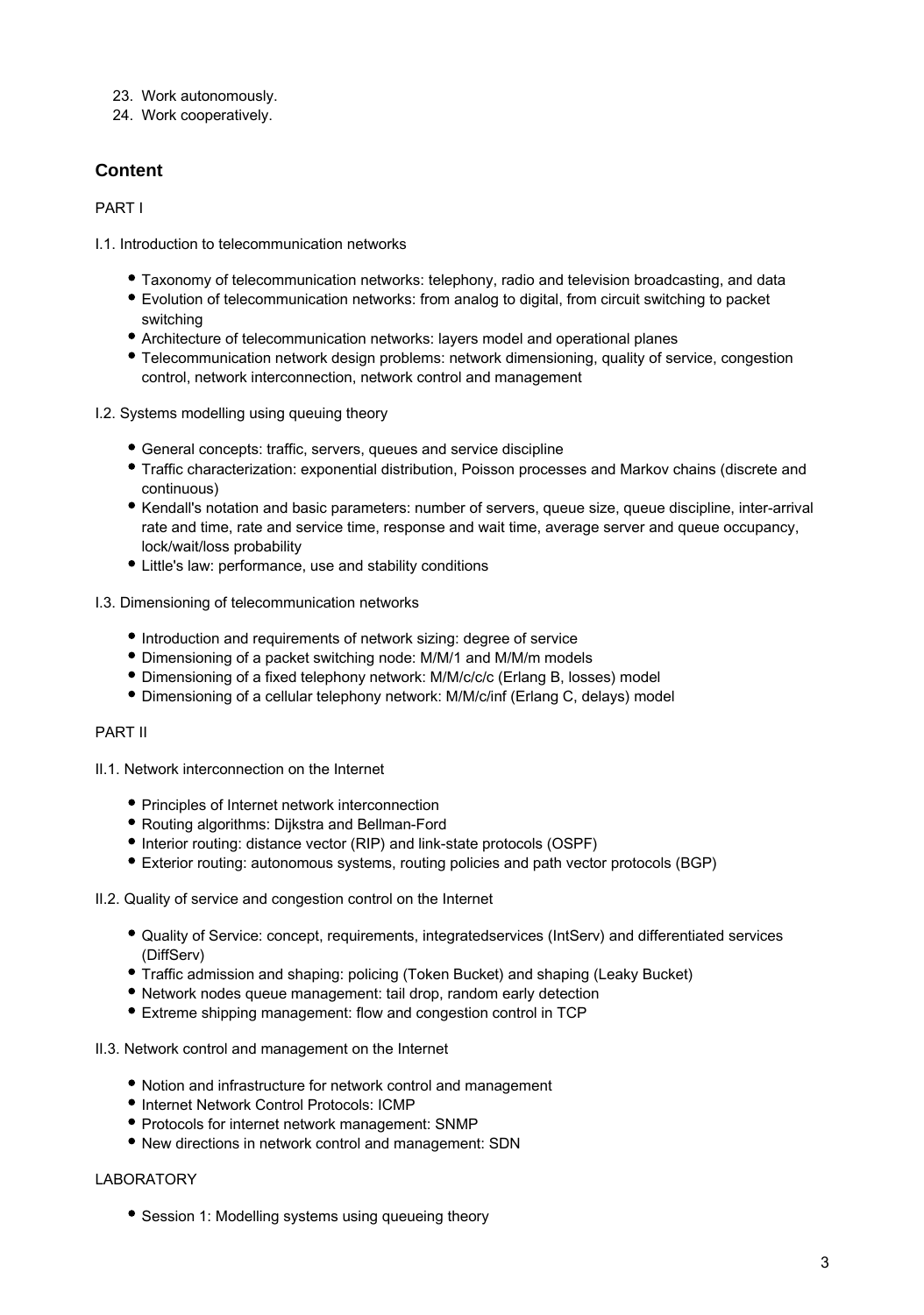23. Work autonomously.
24. Work cooperatively.

## Content

PART I

I.1. Introduction to telecommunication networks

- Taxonomy of telecommunication networks: telephony, radio and television broadcasting, and data
- Evolution of telecommunication networks: from analog to digital, from circuit switching to packet switching
- Architecture of telecommunication networks: layers model and operational planes
- Telecommunication network design problems: network dimensioning, quality of service, congestion control, network interconnection, network control and management

I.2. Systems modelling using queuing theory

- General concepts: traffic, servers, queues and service discipline
- Traffic characterization: exponential distribution, Poisson processes and Markov chains (discrete and continuous)
- Kendall's notation and basic parameters: number of servers, queue size, queue discipline, inter-arrival rate and time, rate and service time, response and wait time, average server and queue occupancy, lock/wait/loss probability
- Little's law: performance, use and stability conditions

I.3. Dimensioning of telecommunication networks

- Introduction and requirements of network sizing: degree of service
- Dimensioning of a packet switching node: M/M/1 and M/M/m models
- Dimensioning of a fixed telephony network: M/M/c/c/c (Erlang B, losses) model
- Dimensioning of a cellular telephony network: M/M/c/inf (Erlang C, delays) model

PART II

II.1. Network interconnection on the Internet

- Principles of Internet network interconnection
- Routing algorithms: Dijkstra and Bellman-Ford
- Interior routing: distance vector (RIP) and link-state protocols (OSPF)
- Exterior routing: autonomous systems, routing policies and path vector protocols (BGP)

II.2. Quality of service and congestion control on the Internet

- Quality of Service: concept, requirements, integratedservices (IntServ) and differentiated services (DiffServ)
- Traffic admission and shaping: policing (Token Bucket) and shaping (Leaky Bucket)
- Network nodes queue management: tail drop, random early detection
- Extreme shipping management: flow and congestion control in TCP

II.3. Network control and management on the Internet

- Notion and infrastructure for network control and management
- Internet Network Control Protocols: ICMP
- Protocols for internet network management: SNMP
- New directions in network control and management: SDN

LABORATORY

- Session 1: Modelling systems using queueing theory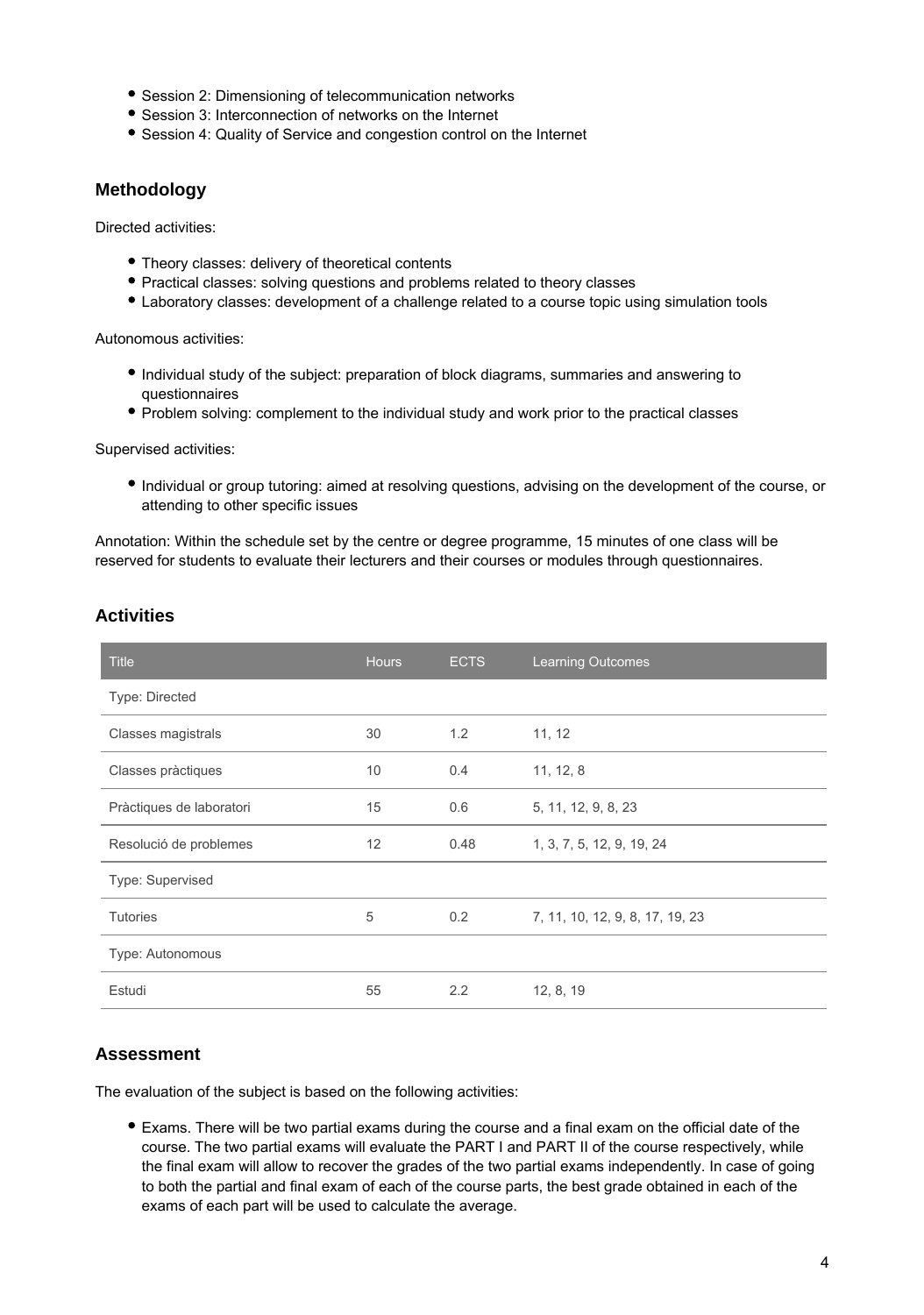- Session 2: Dimensioning of telecommunication networks
- Session 3: Interconnection of networks on the Internet
- Session 4: Quality of Service and congestion control on the Internet

## Methodology

Directed activities:

- Theory classes: delivery of theoretical contents
- Practical classes: solving questions and problems related to theory classes
- Laboratory classes: development of a challenge related to a course topic using simulation tools

Autonomous activities:

- Individual study of the subject: preparation of block diagrams, summaries and answering to questionnaires
- Problem solving: complement to the individual study and work prior to the practical classes

Supervised activities:

- Individual or group tutoring: aimed at resolving questions, advising on the development of the course, or attending to other specific issues

Annotation: Within the schedule set by the centre or degree programme, 15 minutes of one class will be reserved for students to evaluate their lecturers and their courses or modules through questionnaires.

## Activities

| Title | Hours | ECTS | Learning Outcomes |
|---|---|---|---|
| Type: Directed | | | |
| Classes magistrals | 30 | 1.2 | 11, 12 |
| Classes pràctiques | 10 | 0.4 | 11, 12, 8 |
| Pràctiques de laboratori | 15 | 0.6 | 5, 11, 12, 9, 8, 23 |
| Resolució de problemes | 12 | 0.48 | 1, 3, 7, 5, 12, 9, 19, 24 |
| Type: Supervised | | | |
| Tutories | 5 | 0.2 | 7, 11, 10, 12, 9, 8, 17, 19, 23 |
| Type: Autonomous | | | |
| Estudi | 55 | 2.2 | 12, 8, 19 |

## Assessment

The evaluation of the subject is based on the following activities:

- Exams. There will be two partial exams during the course and a final exam on the official date of the course. The two partial exams will evaluate the PART I and PART II of the course respectively, while the final exam will allow to recover the grades of the two partial exams independently. In case of going to both the partial and final exam of each of the course parts, the best grade obtained in each of the exams of each part will be used to calculate the average.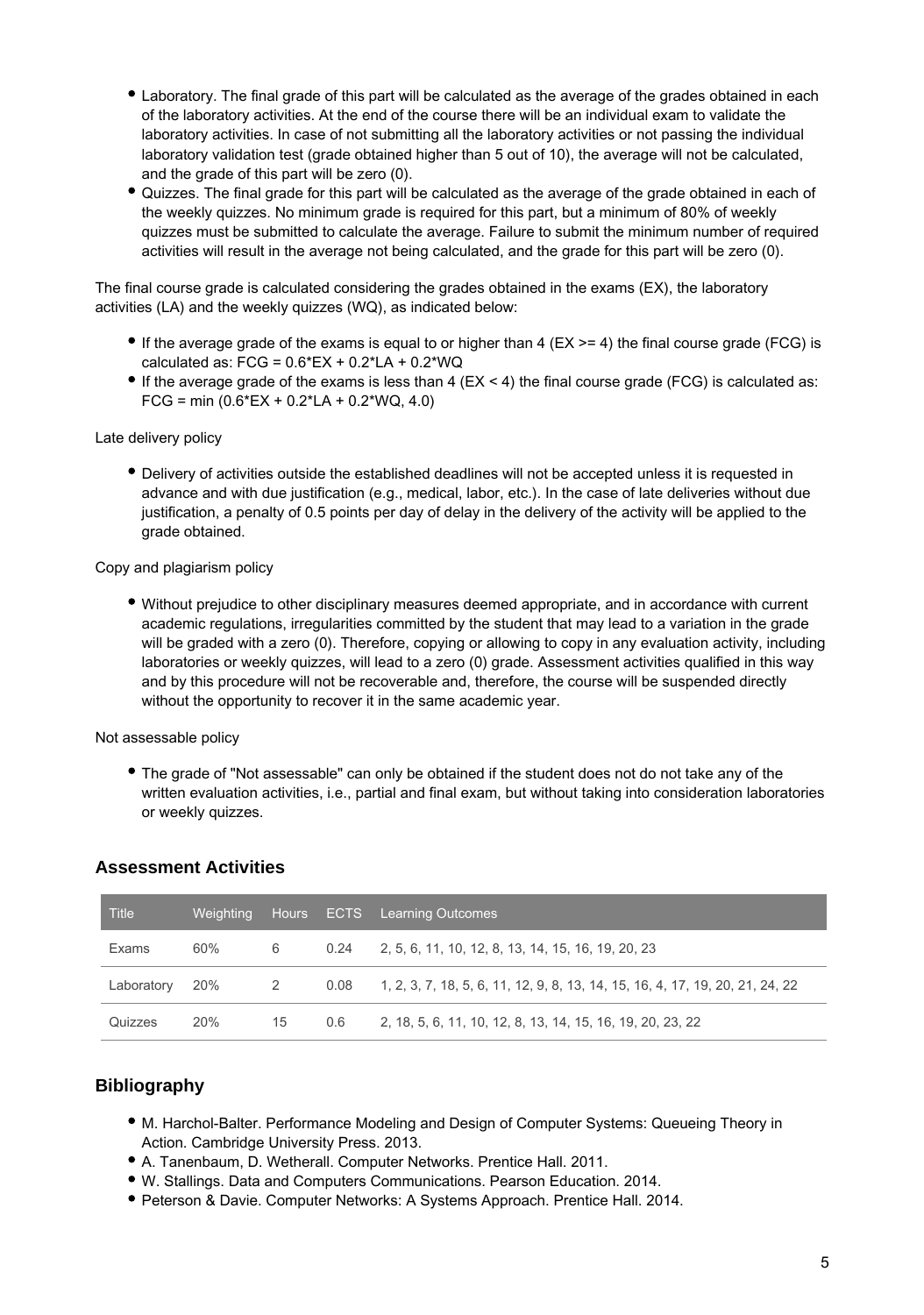- Laboratory. The final grade of this part will be calculated as the average of the grades obtained in each of the laboratory activities. At the end of the course there will be an individual exam to validate the laboratory activities. In case of not submitting all the laboratory activities or not passing the individual laboratory validation test (grade obtained higher than 5 out of 10), the average will not be calculated, and the grade of this part will be zero (0).
- Quizzes. The final grade for this part will be calculated as the average of the grade obtained in each of the weekly quizzes. No minimum grade is required for this part, but a minimum of 80% of weekly quizzes must be submitted to calculate the average. Failure to submit the minimum number of required activities will result in the average not being calculated, and the grade for this part will be zero (0).

The final course grade is calculated considering the grades obtained in the exams (EX), the laboratory activities (LA) and the weekly quizzes (WQ), as indicated below:

- If the average grade of the exams is equal to or higher than 4 ($EX >= 4$) the final course grade (FCG) is calculated as: $FCG = 0.6*EX + 0.2*LA + 0.2*WQ$
- If the average grade of the exams is less than 4 ($EX < 4$) the final course grade (FCG) is calculated as: $FCG = \min(0.6*EX + 0.2*LA + 0.2*WQ, 4.0)$

Late delivery policy

- Delivery of activities outside the established deadlines will not be accepted unless it is requested in advance and with due justification (e.g., medical, labor, etc.). In the case of late deliveries without due justification, a penalty of 0.5 points per day of delay in the delivery of the activity will be applied to the grade obtained.

Copy and plagiarism policy

- Without prejudice to other disciplinary measures deemed appropriate, and in accordance with current academic regulations, irregularities committed by the student that may lead to a variation in the grade will be graded with a zero (0). Therefore, copying or allowing to copy in any evaluation activity, including laboratories or weekly quizzes, will lead to a zero (0) grade. Assessment activities qualified in this way and by this procedure will not be recoverable and, therefore, the course will be suspended directly without the opportunity to recover it in the same academic year.

Not assessable policy

- The grade of "Not assessable" can only be obtained if the student does not do not take any of the written evaluation activities, i.e., partial and final exam, but without taking into consideration laboratories or weekly quizzes.

## Assessment Activities

| Title | Weighting | Hours | ECTS | Learning Outcomes |
|---|---|---|---|---|
| Exams | 60% | 6 | 0.24 | 2, 5, 6, 11, 10, 12, 8, 13, 14, 15, 16, 19, 20, 23 |
| Laboratory | 20% | 2 | 0.08 | 1, 2, 3, 7, 18, 5, 6, 11, 12, 9, 8, 13, 14, 15, 16, 4, 17, 19, 20, 21, 24, 22 |
| Quizzes | 20% | 15 | 0.6 | 2, 18, 5, 6, 11, 10, 12, 8, 13, 14, 15, 16, 19, 20, 23, 22 |

## Bibliography

- M. Harchol-Balter. Performance Modeling and Design of Computer Systems: Queueing Theory in Action. Cambridge University Press. 2013.
- A. Tanenbaum, D. Wetherall. Computer Networks. Prentice Hall. 2011.
- W. Stallings. Data and Computers Communications. Pearson Education. 2014.
- Peterson & Davie. Computer Networks: A Systems Approach. Prentice Hall. 2014.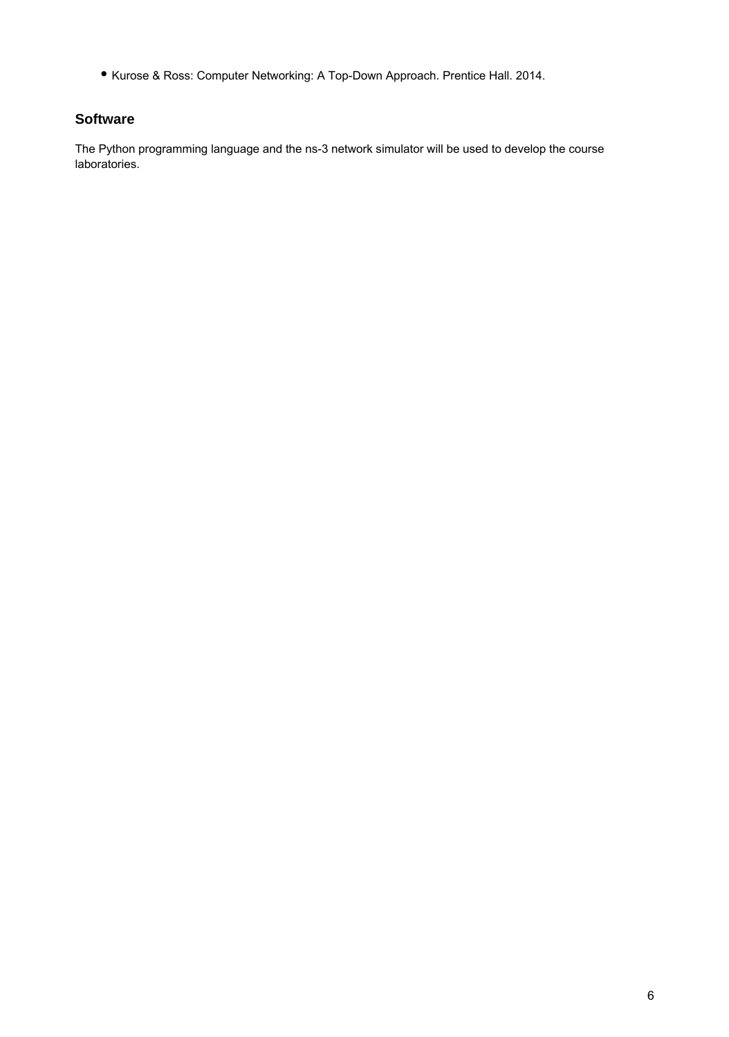- Kurose & Ross: Computer Networking: A Top-Down Approach. Prentice Hall. 2014.

## Software

The Python programming language and the ns-3 network simulator will be used to develop the course laboratories.